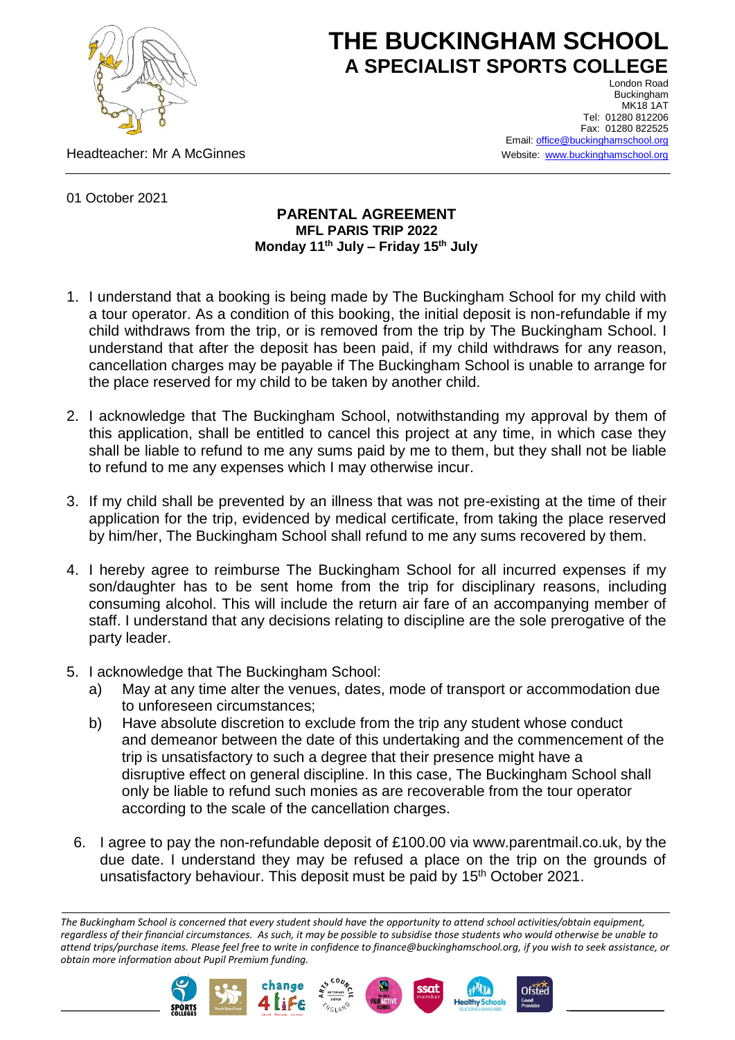# THE BUCKINGHAM SCHOOL
## A SPECIALIST SPORTS COLLEGE

London Road
Buckingham
MK18 1AT
Tel: 01280 812206
Fax: 01280 822525
Email: office@buckinghamschool.org
Website: www.buckinghamschool.org

Headteacher: Mr A McGinnes

01 October 2021

**PARENTAL AGREEMENT**
**MFL PARIS TRIP 2022**
**Monday 11th July – Friday 15th July**

1. I understand that a booking is being made by The Buckingham School for my child with a tour operator. As a condition of this booking, the initial deposit is non-refundable if my child withdraws from the trip, or is removed from the trip by The Buckingham School. I understand that after the deposit has been paid, if my child withdraws for any reason, cancellation charges may be payable if The Buckingham School is unable to arrange for the place reserved for my child to be taken by another child.

2. I acknowledge that The Buckingham School, notwithstanding my approval by them of this application, shall be entitled to cancel this project at any time, in which case they shall be liable to refund to me any sums paid by me to them, but they shall not be liable to refund to me any expenses which I may otherwise incur.

3. If my child shall be prevented by an illness that was not pre-existing at the time of their application for the trip, evidenced by medical certificate, from taking the place reserved by him/her, The Buckingham School shall refund to me any sums recovered by them.

4. I hereby agree to reimburse The Buckingham School for all incurred expenses if my son/daughter has to be sent home from the trip for disciplinary reasons, including consuming alcohol. This will include the return air fare of an accompanying member of staff. I understand that any decisions relating to discipline are the sole prerogative of the party leader.

5. I acknowledge that The Buckingham School:
   a) May at any time alter the venues, dates, mode of transport or accommodation due to unforeseen circumstances;
   b) Have absolute discretion to exclude from the trip any student whose conduct and demeanor between the date of this undertaking and the commencement of the trip is unsatisfactory to such a degree that their presence might have a disruptive effect on general discipline. In this case, The Buckingham School shall only be liable to refund such monies as are recoverable from the tour operator according to the scale of the cancellation charges.

6. I agree to pay the non-refundable deposit of £100.00 via www.parentmail.co.uk, by the due date. I understand they may be refused a place on the trip on the grounds of unsatisfactory behaviour. This deposit must be paid by 15th October 2021.

*The Buckingham School is concerned that every student should have the opportunity to attend school activities/obtain equipment, regardless of their financial circumstances. As such, it may be possible to subsidise those students who would otherwise be unable to attend trips/purchase items. Please feel free to write in confidence to finance@buckinghamschool.org, if you wish to seek assistance, or obtain more information about Pupil Premium funding.*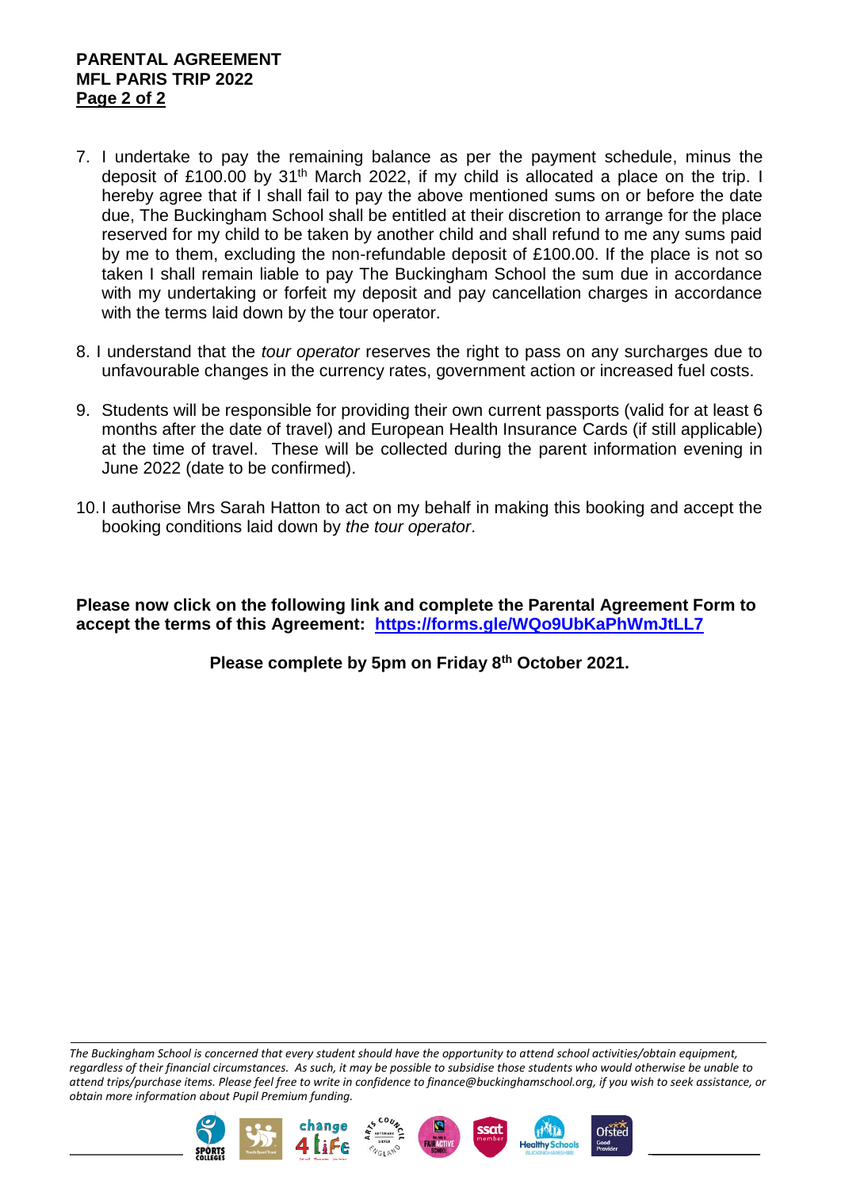**PARENTAL AGREEMENT**
**MFL PARIS TRIP 2022**
**Page 2 of 2**

7. I undertake to pay the remaining balance as per the payment schedule, minus the deposit of £100.00 by 31st March 2022, if my child is allocated a place on the trip. I hereby agree that if I shall fail to pay the above mentioned sums on or before the date due, The Buckingham School shall be entitled at their discretion to arrange for the place reserved for my child to be taken by another child and shall refund to me any sums paid by me to them, excluding the non-refundable deposit of £100.00. If the place is not so taken I shall remain liable to pay The Buckingham School the sum due in accordance with my undertaking or forfeit my deposit and pay cancellation charges in accordance with the terms laid down by the tour operator.

8. I understand that the *tour operator* reserves the right to pass on any surcharges due to unfavourable changes in the currency rates, government action or increased fuel costs.

9. Students will be responsible for providing their own current passports (valid for at least 6 months after the date of travel) and European Health Insurance Cards (if still applicable) at the time of travel. These will be collected during the parent information evening in June 2022 (date to be confirmed).

10. I authorise Mrs Sarah Hatton to act on my behalf in making this booking and accept the booking conditions laid down by *the tour operator*.

**Please now click on the following link and complete the Parental Agreement Form to accept the terms of this Agreement: [https://forms.gle/WQo9UbKaPhWmJtLL7](https://forms.gle/WQo9UbKaPhWmJtLL7)**

**Please complete by 5pm on Friday 8th October 2021.**

*The Buckingham School is concerned that every student should have the opportunity to attend school activities/obtain equipment, regardless of their financial circumstances. As such, it may be possible to subsidise those students who would otherwise be unable to attend trips/purchase items. Please feel free to write in confidence to finance@buckinghamschool.org, if you wish to seek assistance, or obtain more information about Pupil Premium funding.*